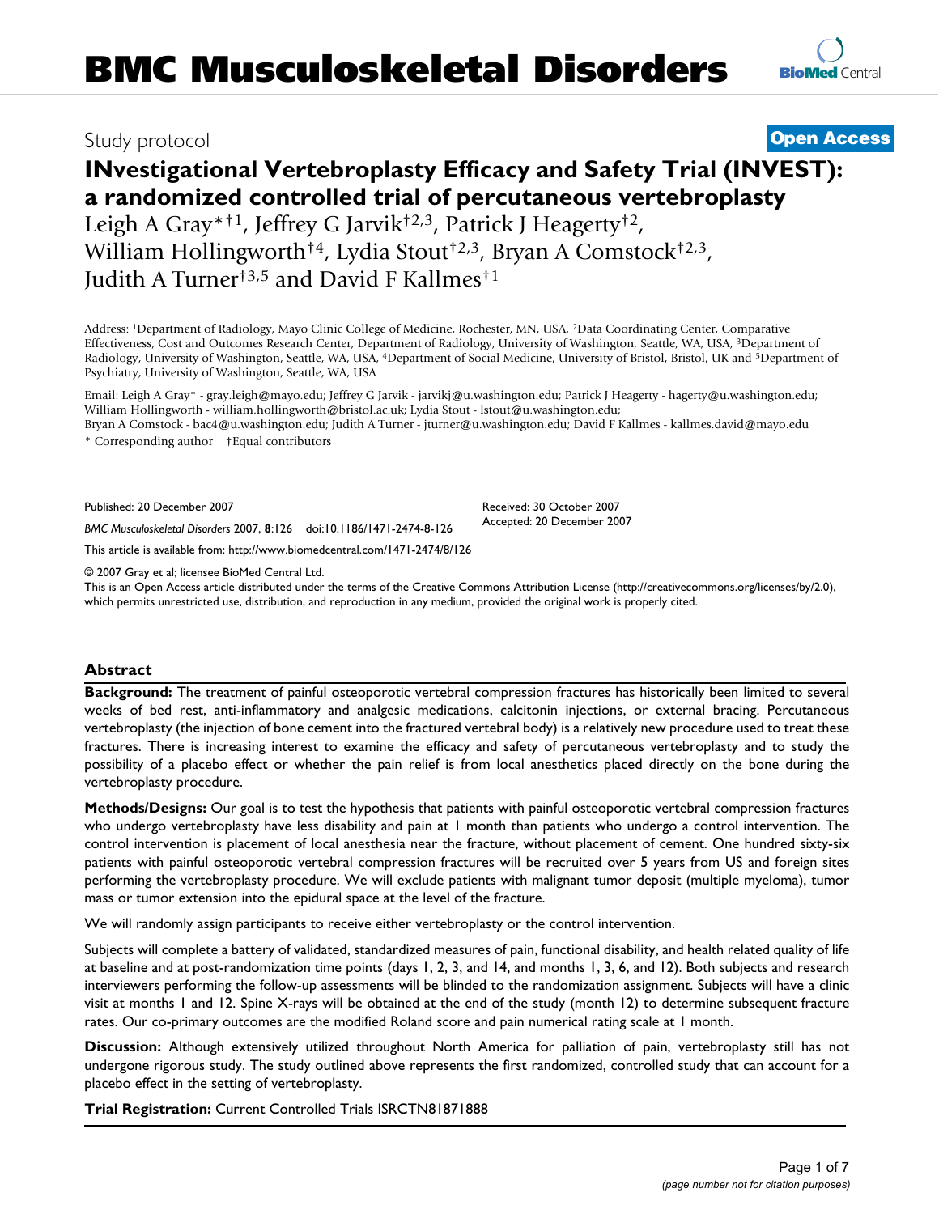# BMC Musculoskeletal Disorders

Study protocol

**Open Access**

# INvestigational Vertebroplasty Efficacy and Safety Trial (INVEST): a randomized controlled trial of percutaneous vertebroplasty

Leigh A Gray*[†1], Jeffrey G Jarvik[†2,3], Patrick J Heagerty[†2], William Hollingworth[†4], Lydia Stout[†2,3], Bryan A Comstock[†2,3], Judith A Turner[†3,5] and David F Kallmes[†1]

Address: [1]Department of Radiology, Mayo Clinic College of Medicine, Rochester, MN, USA, [2]Data Coordinating Center, Comparative Effectiveness, Cost and Outcomes Research Center, Department of Radiology, University of Washington, Seattle, WA, USA, [3]Department of Radiology, University of Washington, Seattle, WA, USA, [4]Department of Social Medicine, University of Bristol, Bristol, UK and [5]Department of Psychiatry, University of Washington, Seattle, WA, USA

Email: Leigh A Gray* - gray.leigh@mayo.edu; Jeffrey G Jarvik - jarvikj@u.washington.edu; Patrick J Heagerty - hagerty@u.washington.edu; William Hollingworth - william.hollingworth@bristol.ac.uk; Lydia Stout - lstout@u.washington.edu; Bryan A Comstock - bac4@u.washington.edu; Judith A Turner - jturner@u.washington.edu; David F Kallmes - kallmes.david@mayo.edu

\* Corresponding author †Equal contributors

Published: 20 December 2007

*BMC Musculoskeletal Disorders* 2007, **8**:126 doi:10.1186/1471-2474-8-126

Received: 30 October 2007
Accepted: 20 December 2007

This article is available from: http://www.biomedcentral.com/1471-2474/8/126

© 2007 Gray et al; licensee BioMed Central Ltd.
This is an Open Access article distributed under the terms of the Creative Commons Attribution License (http://creativecommons.org/licenses/by/2.0), which permits unrestricted use, distribution, and reproduction in any medium, provided the original work is properly cited.

## Abstract

**Background:** The treatment of painful osteoporotic vertebral compression fractures has historically been limited to several weeks of bed rest, anti-inflammatory and analgesic medications, calcitonin injections, or external bracing. Percutaneous vertebroplasty (the injection of bone cement into the fractured vertebral body) is a relatively new procedure used to treat these fractures. There is increasing interest to examine the efficacy and safety of percutaneous vertebroplasty and to study the possibility of a placebo effect or whether the pain relief is from local anesthetics placed directly on the bone during the vertebroplasty procedure.

**Methods/Designs:** Our goal is to test the hypothesis that patients with painful osteoporotic vertebral compression fractures who undergo vertebroplasty have less disability and pain at 1 month than patients who undergo a control intervention. The control intervention is placement of local anesthesia near the fracture, without placement of cement. One hundred sixty-six patients with painful osteoporotic vertebral compression fractures will be recruited over 5 years from US and foreign sites performing the vertebroplasty procedure. We will exclude patients with malignant tumor deposit (multiple myeloma), tumor mass or tumor extension into the epidural space at the level of the fracture.

We will randomly assign participants to receive either vertebroplasty or the control intervention.

Subjects will complete a battery of validated, standardized measures of pain, functional disability, and health related quality of life at baseline and at post-randomization time points (days 1, 2, 3, and 14, and months 1, 3, 6, and 12). Both subjects and research interviewers performing the follow-up assessments will be blinded to the randomization assignment. Subjects will have a clinic visit at months 1 and 12. Spine X-rays will be obtained at the end of the study (month 12) to determine subsequent fracture rates. Our co-primary outcomes are the modified Roland score and pain numerical rating scale at 1 month.

**Discussion:** Although extensively utilized throughout North America for palliation of pain, vertebroplasty still has not undergone rigorous study. The study outlined above represents the first randomized, controlled study that can account for a placebo effect in the setting of vertebroplasty.

**Trial Registration:** Current Controlled Trials ISRCTN81871888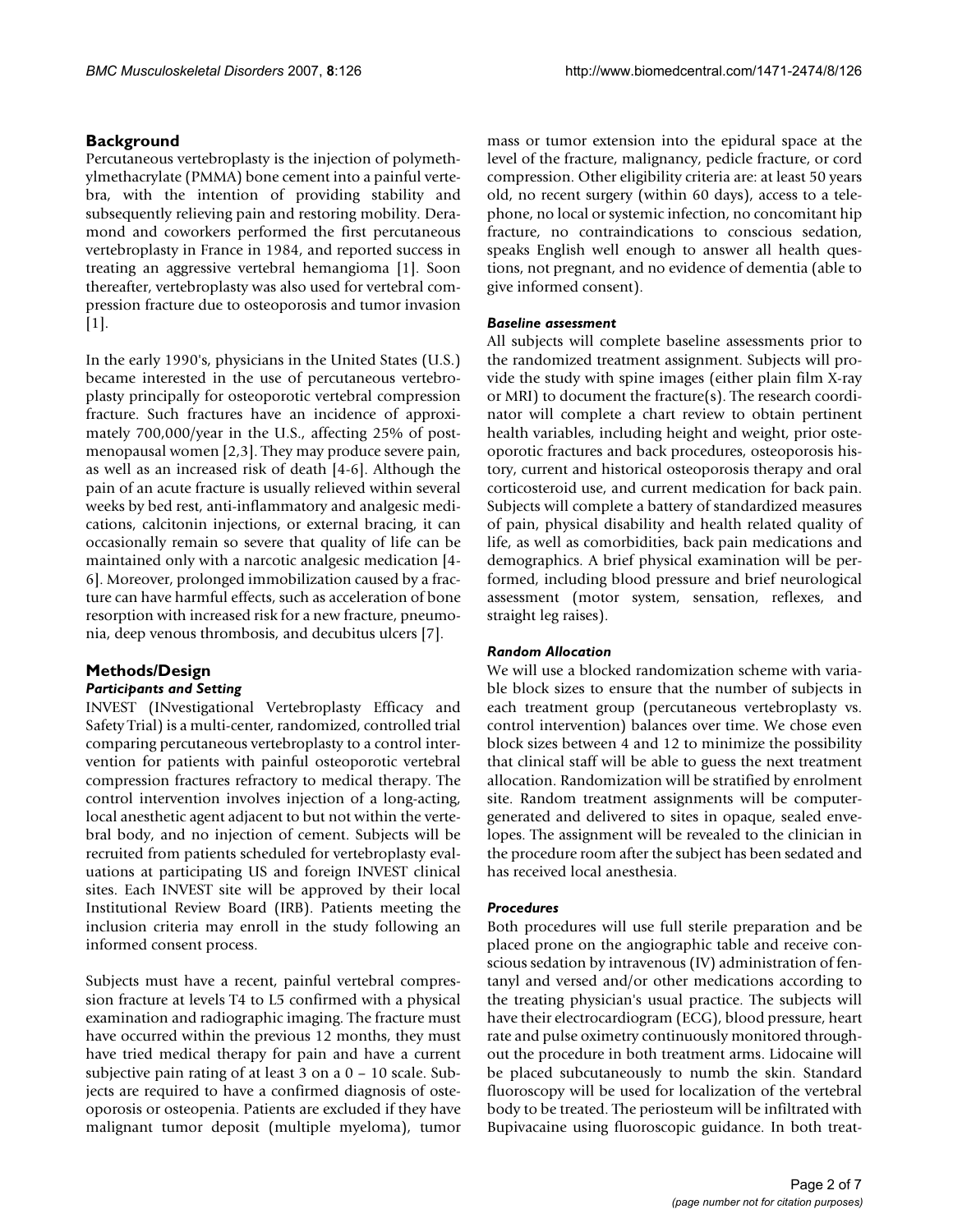## Background

Percutaneous vertebroplasty is the injection of polymethylmethacrylate (PMMA) bone cement into a painful vertebra, with the intention of providing stability and subsequently relieving pain and restoring mobility. Deramond and coworkers performed the first percutaneous vertebroplasty in France in 1984, and reported success in treating an aggressive vertebral hemangioma [1]. Soon thereafter, vertebroplasty was also used for vertebral compression fracture due to osteoporosis and tumor invasion [1].

In the early 1990's, physicians in the United States (U.S.) became interested in the use of percutaneous vertebroplasty principally for osteoporotic vertebral compression fracture. Such fractures have an incidence of approximately 700,000/year in the U.S., affecting 25% of postmenopausal women [2,3]. They may produce severe pain, as well as an increased risk of death [4-6]. Although the pain of an acute fracture is usually relieved within several weeks by bed rest, anti-inflammatory and analgesic medications, calcitonin injections, or external bracing, it can occasionally remain so severe that quality of life can be maintained only with a narcotic analgesic medication [4-6]. Moreover, prolonged immobilization caused by a fracture can have harmful effects, such as acceleration of bone resorption with increased risk for a new fracture, pneumonia, deep venous thrombosis, and decubitus ulcers [7].

## Methods/Design

### *Participants and Setting*

INVEST (INvestigational Vertebroplasty Efficacy and Safety Trial) is a multi-center, randomized, controlled trial comparing percutaneous vertebroplasty to a control intervention for patients with painful osteoporotic vertebral compression fractures refractory to medical therapy. The control intervention involves injection of a long-acting, local anesthetic agent adjacent to but not within the vertebral body, and no injection of cement. Subjects will be recruited from patients scheduled for vertebroplasty evaluations at participating US and foreign INVEST clinical sites. Each INVEST site will be approved by their local Institutional Review Board (IRB). Patients meeting the inclusion criteria may enroll in the study following an informed consent process.

Subjects must have a recent, painful vertebral compression fracture at levels T4 to L5 confirmed with a physical examination and radiographic imaging. The fracture must have occurred within the previous 12 months, they must have tried medical therapy for pain and have a current subjective pain rating of at least 3 on a 0 – 10 scale. Subjects are required to have a confirmed diagnosis of osteoporosis or osteopenia. Patients are excluded if they have malignant tumor deposit (multiple myeloma), tumor mass or tumor extension into the epidural space at the level of the fracture, malignancy, pedicle fracture, or cord compression. Other eligibility criteria are: at least 50 years old, no recent surgery (within 60 days), access to a telephone, no local or systemic infection, no concomitant hip fracture, no contraindications to conscious sedation, speaks English well enough to answer all health questions, not pregnant, and no evidence of dementia (able to give informed consent).

### *Baseline assessment*

All subjects will complete baseline assessments prior to the randomized treatment assignment. Subjects will provide the study with spine images (either plain film X-ray or MRI) to document the fracture(s). The research coordinator will complete a chart review to obtain pertinent health variables, including height and weight, prior osteoporotic fractures and back procedures, osteoporosis history, current and historical osteoporosis therapy and oral corticosteroid use, and current medication for back pain. Subjects will complete a battery of standardized measures of pain, physical disability and health related quality of life, as well as comorbidities, back pain medications and demographics. A brief physical examination will be performed, including blood pressure and brief neurological assessment (motor system, sensation, reflexes, and straight leg raises).

### *Random Allocation*

We will use a blocked randomization scheme with variable block sizes to ensure that the number of subjects in each treatment group (percutaneous vertebroplasty vs. control intervention) balances over time. We chose even block sizes between 4 and 12 to minimize the possibility that clinical staff will be able to guess the next treatment allocation. Randomization will be stratified by enrolment site. Random treatment assignments will be computer-generated and delivered to sites in opaque, sealed envelopes. The assignment will be revealed to the clinician in the procedure room after the subject has been sedated and has received local anesthesia.

### *Procedures*

Both procedures will use full sterile preparation and be placed prone on the angiographic table and receive conscious sedation by intravenous (IV) administration of fentanyl and versed and/or other medications according to the treating physician's usual practice. The subjects will have their electrocardiogram (ECG), blood pressure, heart rate and pulse oximetry continuously monitored throughout the procedure in both treatment arms. Lidocaine will be placed subcutaneously to numb the skin. Standard fluoroscopy will be used for localization of the vertebral body to be treated. The periosteum will be infiltrated with Bupivacaine using fluoroscopic guidance. In both treat-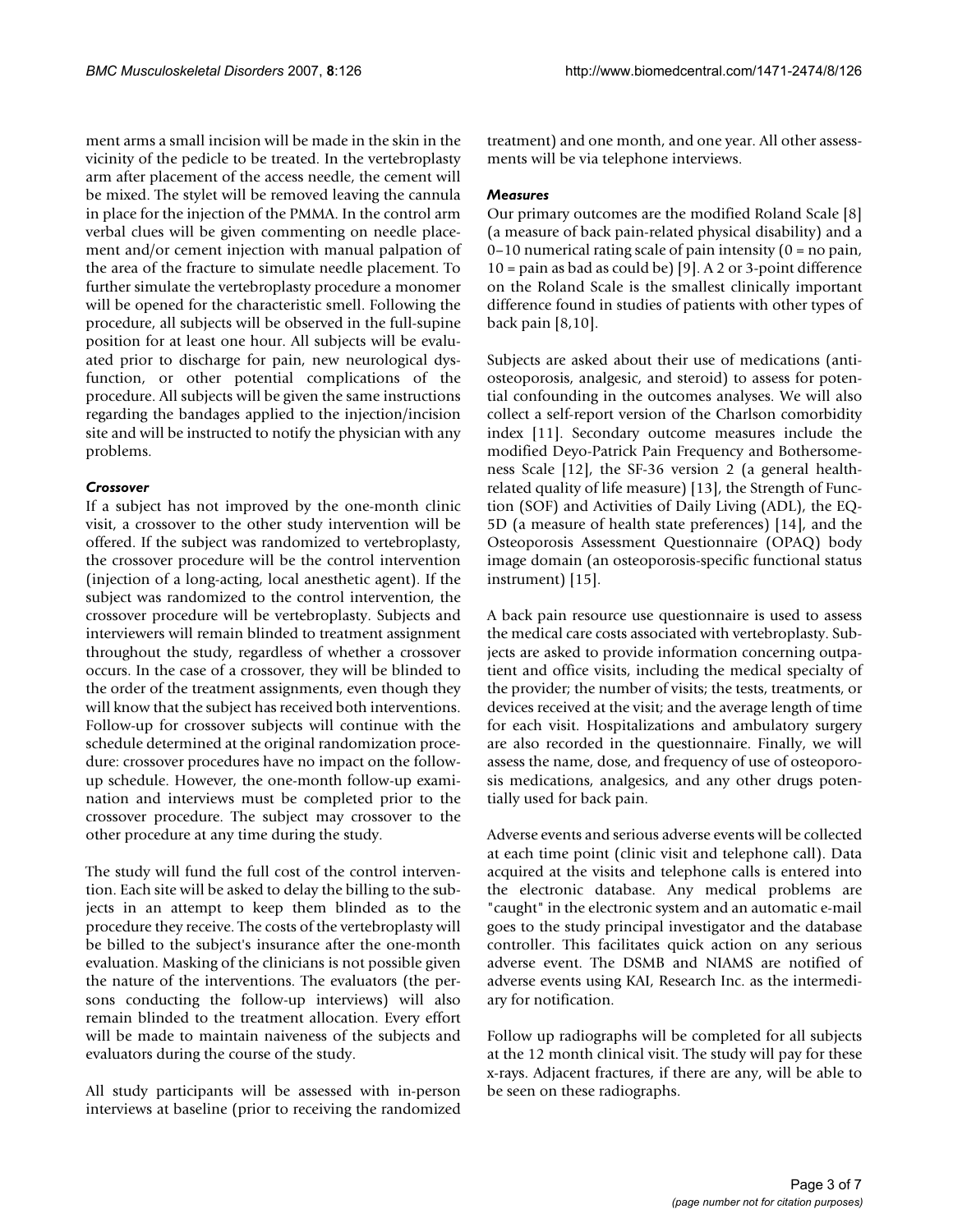ment arms a small incision will be made in the skin in the vicinity of the pedicle to be treated. In the vertebroplasty arm after placement of the access needle, the cement will be mixed. The stylet will be removed leaving the cannula in place for the injection of the PMMA. In the control arm verbal clues will be given commenting on needle placement and/or cement injection with manual palpation of the area of the fracture to simulate needle placement. To further simulate the vertebroplasty procedure a monomer will be opened for the characteristic smell. Following the procedure, all subjects will be observed in the full-supine position for at least one hour. All subjects will be evaluated prior to discharge for pain, new neurological dysfunction, or other potential complications of the procedure. All subjects will be given the same instructions regarding the bandages applied to the injection/incision site and will be instructed to notify the physician with any problems.

### *Crossover*

If a subject has not improved by the one-month clinic visit, a crossover to the other study intervention will be offered. If the subject was randomized to vertebroplasty, the crossover procedure will be the control intervention (injection of a long-acting, local anesthetic agent). If the subject was randomized to the control intervention, the crossover procedure will be vertebroplasty. Subjects and interviewers will remain blinded to treatment assignment throughout the study, regardless of whether a crossover occurs. In the case of a crossover, they will be blinded to the order of the treatment assignments, even though they will know that the subject has received both interventions. Follow-up for crossover subjects will continue with the schedule determined at the original randomization procedure: crossover procedures have no impact on the follow-up schedule. However, the one-month follow-up examination and interviews must be completed prior to the crossover procedure. The subject may crossover to the other procedure at any time during the study.

The study will fund the full cost of the control intervention. Each site will be asked to delay the billing to the subjects in an attempt to keep them blinded as to the procedure they receive. The costs of the vertebroplasty will be billed to the subject's insurance after the one-month evaluation. Masking of the clinicians is not possible given the nature of the interventions. The evaluators (the persons conducting the follow-up interviews) will also remain blinded to the treatment allocation. Every effort will be made to maintain naiveness of the subjects and evaluators during the course of the study.

All study participants will be assessed with in-person interviews at baseline (prior to receiving the randomized treatment) and one month, and one year. All other assessments will be via telephone interviews.

### *Measures*

Our primary outcomes are the modified Roland Scale [8] (a measure of back pain-related physical disability) and a 0–10 numerical rating scale of pain intensity (0 = no pain, 10 = pain as bad as could be) [9]. A 2 or 3-point difference on the Roland Scale is the smallest clinically important difference found in studies of patients with other types of back pain [8,10].

Subjects are asked about their use of medications (anti-osteoporosis, analgesic, and steroid) to assess for potential confounding in the outcomes analyses. We will also collect a self-report version of the Charlson comorbidity index [11]. Secondary outcome measures include the modified Deyo-Patrick Pain Frequency and Bothersomeness Scale [12], the SF-36 version 2 (a general health-related quality of life measure) [13], the Strength of Function (SOF) and Activities of Daily Living (ADL), the EQ-5D (a measure of health state preferences) [14], and the Osteoporosis Assessment Questionnaire (OPAQ) body image domain (an osteoporosis-specific functional status instrument) [15].

A back pain resource use questionnaire is used to assess the medical care costs associated with vertebroplasty. Subjects are asked to provide information concerning outpatient and office visits, including the medical specialty of the provider; the number of visits; the tests, treatments, or devices received at the visit; and the average length of time for each visit. Hospitalizations and ambulatory surgery are also recorded in the questionnaire. Finally, we will assess the name, dose, and frequency of use of osteoporosis medications, analgesics, and any other drugs potentially used for back pain.

Adverse events and serious adverse events will be collected at each time point (clinic visit and telephone call). Data acquired at the visits and telephone calls is entered into the electronic database. Any medical problems are "caught" in the electronic system and an automatic e-mail goes to the study principal investigator and the database controller. This facilitates quick action on any serious adverse event. The DSMB and NIAMS are notified of adverse events using KAI, Research Inc. as the intermediary for notification.

Follow up radiographs will be completed for all subjects at the 12 month clinical visit. The study will pay for these x-rays. Adjacent fractures, if there are any, will be able to be seen on these radiographs.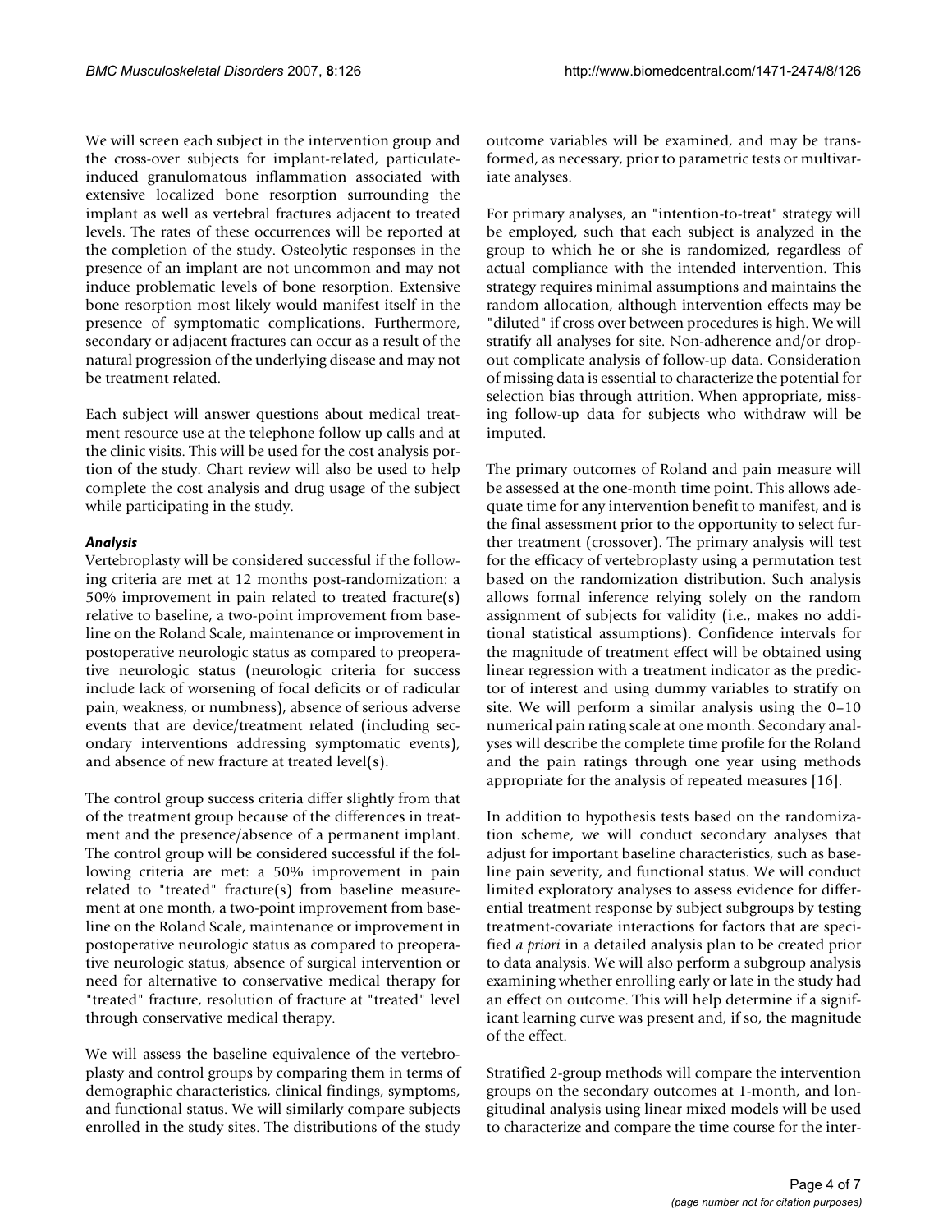We will screen each subject in the intervention group and the cross-over subjects for implant-related, particulate-induced granulomatous inflammation associated with extensive localized bone resorption surrounding the implant as well as vertebral fractures adjacent to treated levels. The rates of these occurrences will be reported at the completion of the study. Osteolytic responses in the presence of an implant are not uncommon and may not induce problematic levels of bone resorption. Extensive bone resorption most likely would manifest itself in the presence of symptomatic complications. Furthermore, secondary or adjacent fractures can occur as a result of the natural progression of the underlying disease and may not be treatment related.

Each subject will answer questions about medical treatment resource use at the telephone follow up calls and at the clinic visits. This will be used for the cost analysis portion of the study. Chart review will also be used to help complete the cost analysis and drug usage of the subject while participating in the study.

### *Analysis*

Vertebroplasty will be considered successful if the following criteria are met at 12 months post-randomization: a 50% improvement in pain related to treated fracture(s) relative to baseline, a two-point improvement from baseline on the Roland Scale, maintenance or improvement in postoperative neurologic status as compared to preoperative neurologic status (neurologic criteria for success include lack of worsening of focal deficits or of radicular pain, weakness, or numbness), absence of serious adverse events that are device/treatment related (including secondary interventions addressing symptomatic events), and absence of new fracture at treated level(s).

The control group success criteria differ slightly from that of the treatment group because of the differences in treatment and the presence/absence of a permanent implant. The control group will be considered successful if the following criteria are met: a 50% improvement in pain related to "treated" fracture(s) from baseline measurement at one month, a two-point improvement from baseline on the Roland Scale, maintenance or improvement in postoperative neurologic status as compared to preoperative neurologic status, absence of surgical intervention or need for alternative to conservative medical therapy for "treated" fracture, resolution of fracture at "treated" level through conservative medical therapy.

We will assess the baseline equivalence of the vertebroplasty and control groups by comparing them in terms of demographic characteristics, clinical findings, symptoms, and functional status. We will similarly compare subjects enrolled in the study sites. The distributions of the study outcome variables will be examined, and may be transformed, as necessary, prior to parametric tests or multivariate analyses.

For primary analyses, an "intention-to-treat" strategy will be employed, such that each subject is analyzed in the group to which he or she is randomized, regardless of actual compliance with the intended intervention. This strategy requires minimal assumptions and maintains the random allocation, although intervention effects may be "diluted" if cross over between procedures is high. We will stratify all analyses for site. Non-adherence and/or dropout complicate analysis of follow-up data. Consideration of missing data is essential to characterize the potential for selection bias through attrition. When appropriate, missing follow-up data for subjects who withdraw will be imputed.

The primary outcomes of Roland and pain measure will be assessed at the one-month time point. This allows adequate time for any intervention benefit to manifest, and is the final assessment prior to the opportunity to select further treatment (crossover). The primary analysis will test for the efficacy of vertebroplasty using a permutation test based on the randomization distribution. Such analysis allows formal inference relying solely on the random assignment of subjects for validity (i.e., makes no additional statistical assumptions). Confidence intervals for the magnitude of treatment effect will be obtained using linear regression with a treatment indicator as the predictor of interest and using dummy variables to stratify on site. We will perform a similar analysis using the 0–10 numerical pain rating scale at one month. Secondary analyses will describe the complete time profile for the Roland and the pain ratings through one year using methods appropriate for the analysis of repeated measures [16].

In addition to hypothesis tests based on the randomization scheme, we will conduct secondary analyses that adjust for important baseline characteristics, such as baseline pain severity, and functional status. We will conduct limited exploratory analyses to assess evidence for differential treatment response by subject subgroups by testing treatment-covariate interactions for factors that are specified *a priori* in a detailed analysis plan to be created prior to data analysis. We will also perform a subgroup analysis examining whether enrolling early or late in the study had an effect on outcome. This will help determine if a significant learning curve was present and, if so, the magnitude of the effect.

Stratified 2-group methods will compare the intervention groups on the secondary outcomes at 1-month, and longitudinal analysis using linear mixed models will be used to characterize and compare the time course for the inter-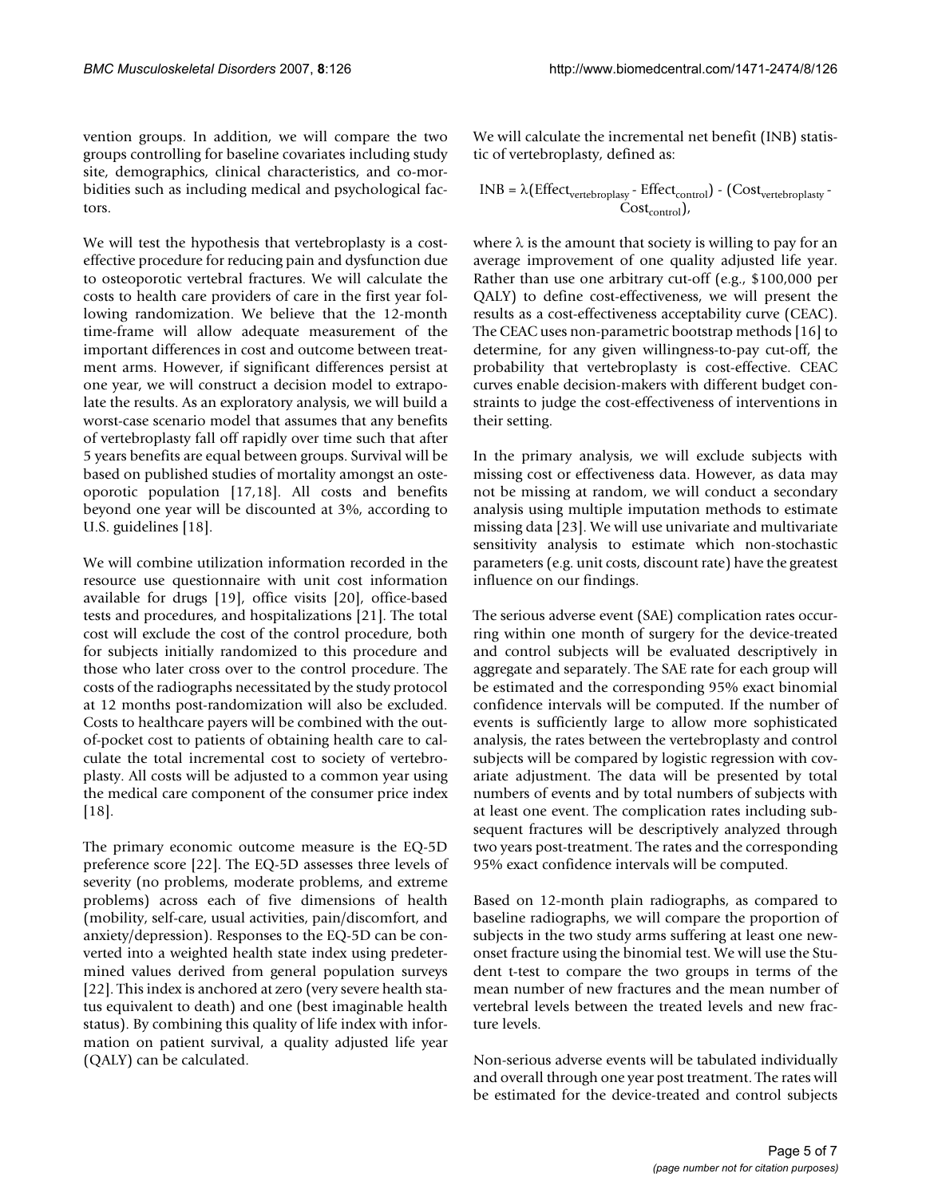vention groups. In addition, we will compare the two groups controlling for baseline covariates including study site, demographics, clinical characteristics, and co-morbidities such as including medical and psychological factors.

We will test the hypothesis that vertebroplasty is a cost-effective procedure for reducing pain and dysfunction due to osteoporotic vertebral fractures. We will calculate the costs to health care providers of care in the first year following randomization. We believe that the 12-month time-frame will allow adequate measurement of the important differences in cost and outcome between treatment arms. However, if significant differences persist at one year, we will construct a decision model to extrapolate the results. As an exploratory analysis, we will build a worst-case scenario model that assumes that any benefits of vertebroplasty fall off rapidly over time such that after 5 years benefits are equal between groups. Survival will be based on published studies of mortality amongst an osteoporotic population [17,18]. All costs and benefits beyond one year will be discounted at 3%, according to U.S. guidelines [18].

We will combine utilization information recorded in the resource use questionnaire with unit cost information available for drugs [19], office visits [20], office-based tests and procedures, and hospitalizations [21]. The total cost will exclude the cost of the control procedure, both for subjects initially randomized to this procedure and those who later cross over to the control procedure. The costs of the radiographs necessitated by the study protocol at 12 months post-randomization will also be excluded. Costs to healthcare payers will be combined with the out-of-pocket cost to patients of obtaining health care to calculate the total incremental cost to society of vertebroplasty. All costs will be adjusted to a common year using the medical care component of the consumer price index [18].

The primary economic outcome measure is the EQ-5D preference score [22]. The EQ-5D assesses three levels of severity (no problems, moderate problems, and extreme problems) across each of five dimensions of health (mobility, self-care, usual activities, pain/discomfort, and anxiety/depression). Responses to the EQ-5D can be converted into a weighted health state index using predetermined values derived from general population surveys [22]. This index is anchored at zero (very severe health status equivalent to death) and one (best imaginable health status). By combining this quality of life index with information on patient survival, a quality adjusted life year (QALY) can be calculated.

We will calculate the incremental net benefit (INB) statistic of vertebroplasty, defined as:

$$INB = \lambda(Effect_{vertebroplasy} - Effect_{control}) - (Cost_{vertebroplasty} - Cost_{control}),$$

where $\lambda$ is the amount that society is willing to pay for an average improvement of one quality adjusted life year. Rather than use one arbitrary cut-off (e.g., $100,000 per QALY) to define cost-effectiveness, we will present the results as a cost-effectiveness acceptability curve (CEAC). The CEAC uses non-parametric bootstrap methods [16] to determine, for any given willingness-to-pay cut-off, the probability that vertebroplasty is cost-effective. CEAC curves enable decision-makers with different budget constraints to judge the cost-effectiveness of interventions in their setting.

In the primary analysis, we will exclude subjects with missing cost or effectiveness data. However, as data may not be missing at random, we will conduct a secondary analysis using multiple imputation methods to estimate missing data [23]. We will use univariate and multivariate sensitivity analysis to estimate which non-stochastic parameters (e.g. unit costs, discount rate) have the greatest influence on our findings.

The serious adverse event (SAE) complication rates occurring within one month of surgery for the device-treated and control subjects will be evaluated descriptively in aggregate and separately. The SAE rate for each group will be estimated and the corresponding 95% exact binomial confidence intervals will be computed. If the number of events is sufficiently large to allow more sophisticated analysis, the rates between the vertebroplasty and control subjects will be compared by logistic regression with covariate adjustment. The data will be presented by total numbers of events and by total numbers of subjects with at least one event. The complication rates including subsequent fractures will be descriptively analyzed through two years post-treatment. The rates and the corresponding 95% exact confidence intervals will be computed.

Based on 12-month plain radiographs, as compared to baseline radiographs, we will compare the proportion of subjects in the two study arms suffering at least one new-onset fracture using the binomial test. We will use the Student t-test to compare the two groups in terms of the mean number of new fractures and the mean number of vertebral levels between the treated levels and new fracture levels.

Non-serious adverse events will be tabulated individually and overall through one year post treatment. The rates will be estimated for the device-treated and control subjects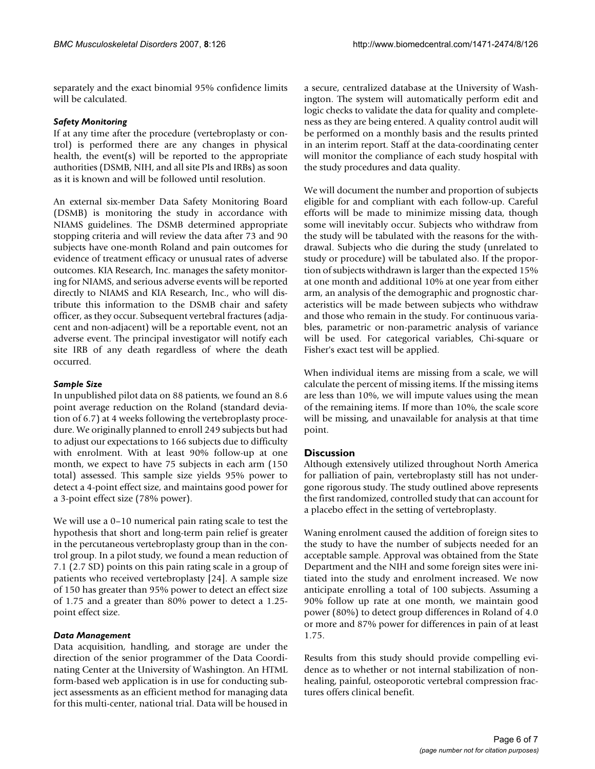separately and the exact binomial 95% confidence limits will be calculated.

### *Safety Monitoring*

If at any time after the procedure (vertebroplasty or control) is performed there are any changes in physical health, the event(s) will be reported to the appropriate authorities (DSMB, NIH, and all site PIs and IRBs) as soon as it is known and will be followed until resolution.

An external six-member Data Safety Monitoring Board (DSMB) is monitoring the study in accordance with NIAMS guidelines. The DSMB determined appropriate stopping criteria and will review the data after 73 and 90 subjects have one-month Roland and pain outcomes for evidence of treatment efficacy or unusual rates of adverse outcomes. KIA Research, Inc. manages the safety monitoring for NIAMS, and serious adverse events will be reported directly to NIAMS and KIA Research, Inc., who will distribute this information to the DSMB chair and safety officer, as they occur. Subsequent vertebral fractures (adjacent and non-adjacent) will be a reportable event, not an adverse event. The principal investigator will notify each site IRB of any death regardless of where the death occurred.

### *Sample Size*

In unpublished pilot data on 88 patients, we found an 8.6 point average reduction on the Roland (standard deviation of 6.7) at 4 weeks following the vertebroplasty procedure. We originally planned to enroll 249 subjects but had to adjust our expectations to 166 subjects due to difficulty with enrolment. With at least 90% follow-up at one month, we expect to have 75 subjects in each arm (150 total) assessed. This sample size yields 95% power to detect a 4-point effect size, and maintains good power for a 3-point effect size (78% power).

We will use a 0–10 numerical pain rating scale to test the hypothesis that short and long-term pain relief is greater in the percutaneous vertebroplasty group than in the control group. In a pilot study, we found a mean reduction of 7.1 (2.7 SD) points on this pain rating scale in a group of patients who received vertebroplasty [24]. A sample size of 150 has greater than 95% power to detect an effect size of 1.75 and a greater than 80% power to detect a 1.25-point effect size.

### *Data Management*

Data acquisition, handling, and storage are under the direction of the senior programmer of the Data Coordinating Center at the University of Washington. An HTML form-based web application is in use for conducting subject assessments as an efficient method for managing data for this multi-center, national trial. Data will be housed in a secure, centralized database at the University of Washington. The system will automatically perform edit and logic checks to validate the data for quality and completeness as they are being entered. A quality control audit will be performed on a monthly basis and the results printed in an interim report. Staff at the data-coordinating center will monitor the compliance of each study hospital with the study procedures and data quality.

We will document the number and proportion of subjects eligible for and compliant with each follow-up. Careful efforts will be made to minimize missing data, though some will inevitably occur. Subjects who withdraw from the study will be tabulated with the reasons for the withdrawal. Subjects who die during the study (unrelated to study or procedure) will be tabulated also. If the proportion of subjects withdrawn is larger than the expected 15% at one month and additional 10% at one year from either arm, an analysis of the demographic and prognostic characteristics will be made between subjects who withdraw and those who remain in the study. For continuous variables, parametric or non-parametric analysis of variance will be used. For categorical variables, Chi-square or Fisher's exact test will be applied.

When individual items are missing from a scale, we will calculate the percent of missing items. If the missing items are less than 10%, we will impute values using the mean of the remaining items. If more than 10%, the scale score will be missing, and unavailable for analysis at that time point.

## Discussion

Although extensively utilized throughout North America for palliation of pain, vertebroplasty still has not undergone rigorous study. The study outlined above represents the first randomized, controlled study that can account for a placebo effect in the setting of vertebroplasty.

Waning enrolment caused the addition of foreign sites to the study to have the number of subjects needed for an acceptable sample. Approval was obtained from the State Department and the NIH and some foreign sites were initiated into the study and enrolment increased. We now anticipate enrolling a total of 100 subjects. Assuming a 90% follow up rate at one month, we maintain good power (80%) to detect group differences in Roland of 4.0 or more and 87% power for differences in pain of at least 1.75.

Results from this study should provide compelling evidence as to whether or not internal stabilization of non-healing, painful, osteoporotic vertebral compression fractures offers clinical benefit.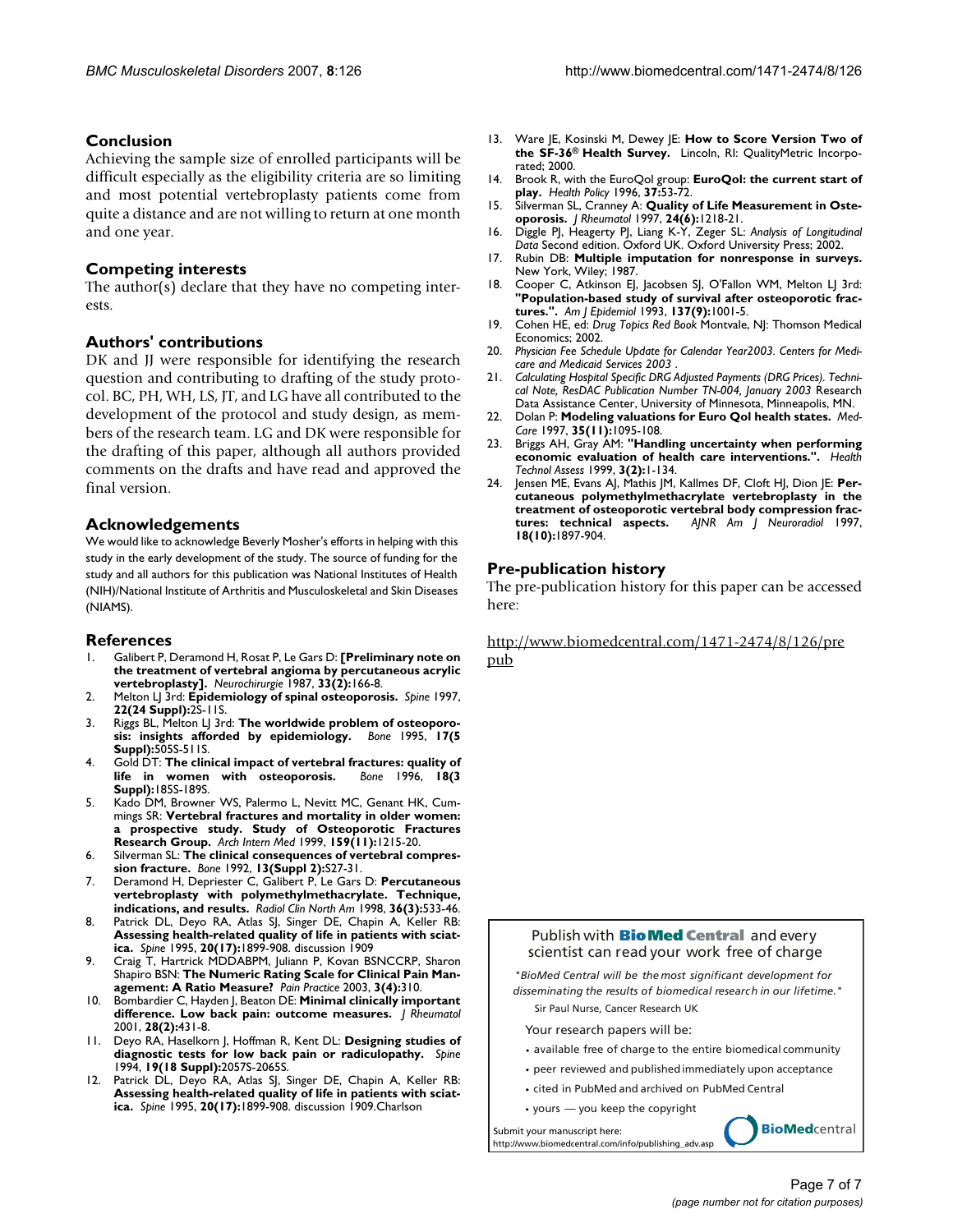## Conclusion

Achieving the sample size of enrolled participants will be difficult especially as the eligibility criteria are so limiting and most potential vertebroplasty patients come from quite a distance and are not willing to return at one month and one year.

## Competing interests

The author(s) declare that they have no competing interests.

## Authors' contributions

DK and JJ were responsible for identifying the research question and contributing to drafting of the study protocol. BC, PH, WH, LS, JT, and LG have all contributed to the development of the protocol and study design, as members of the research team. LG and DK were responsible for the drafting of this paper, although all authors provided comments on the drafts and have read and approved the final version.

## Acknowledgements

We would like to acknowledge Beverly Mosher's efforts in helping with this study in the early development of the study. The source of funding for the study and all authors for this publication was National Institutes of Health (NIH)/National Institute of Arthritis and Musculoskeletal and Skin Diseases (NIAMS).

## References

1. Galibert P, Deramond H, Rosat P, Le Gars D: **[Preliminary note on the treatment of vertebral angioma by percutaneous acrylic vertebroplasty].** *Neurochirurgie* 1987, **33(2):**166-8.
2. Melton LJ 3rd: **Epidemiology of spinal osteoporosis.** *Spine* 1997, **22(24 Suppl):**2S-11S.
3. Riggs BL, Melton LJ 3rd: **The worldwide problem of osteoporosis: insights afforded by epidemiology.** *Bone* 1995, **17(5 Suppl):**505S-511S.
4. Gold DT: **The clinical impact of vertebral fractures: quality of life in women with osteoporosis.** *Bone* 1996, **18(3 Suppl):**185S-189S.
5. Kado DM, Browner WS, Palermo L, Nevitt MC, Genant HK, Cummings SR: **Vertebral fractures and mortality in older women: a prospective study. Study of Osteoporotic Fractures Research Group.** *Arch Intern Med* 1999, **159(11):**1215-20.
6. Silverman SL: **The clinical consequences of vertebral compression fracture.** *Bone* 1992, **13(Suppl 2):**S27-31.
7. Deramond H, Depriester C, Galibert P, Le Gars D: **Percutaneous vertebroplasty with polymethylmethacrylate. Technique, indications, and results.** *Radiol Clin North Am* 1998, **36(3):**533-46.
8. Patrick DL, Deyo RA, Atlas SJ, Singer DE, Chapin A, Keller RB: **Assessing health-related quality of life in patients with sciatica.** *Spine* 1995, **20(17):**1899-908. discussion 1909
9. Craig T, Hartrick MDDABPM, Juliann P, Kovan BSNCCRP, Sharon Shapiro BSN: **The Numeric Rating Scale for Clinical Pain Management: A Ratio Measure?** *Pain Practice* 2003, **3(4):**310.
10. Bombardier C, Hayden J, Beaton DE: **Minimal clinically important difference. Low back pain: outcome measures.** *J Rheumatol* 2001, **28(2):**431-8.
11. Deyo RA, Haselkorn J, Hoffman R, Kent DL: **Designing studies of diagnostic tests for low back pain or radiculopathy.** *Spine* 1994, **19(18 Suppl):**2057S-2065S.
12. Patrick DL, Deyo RA, Atlas SJ, Singer DE, Chapin A, Keller RB: **Assessing health-related quality of life in patients with sciatica.** *Spine* 1995, **20(17):**1899-908. discussion 1909.Charlson
13. Ware JE, Kosinski M, Dewey JE: **How to Score Version Two of the SF-36® Health Survey.** Lincoln, RI: QualityMetric Incorporated; 2000.
14. Brook R, with the EuroQol group: **EuroQol: the current start of play.** *Health Policy* 1996, **37:**53-72.
15. Silverman SL, Cranney A: **Quality of Life Measurement in Osteoporosis.** *J Rheumatol* 1997, **24(6):**1218-21.
16. Diggle PJ, Heagerty PJ, Liang K-Y, Zeger SL: *Analysis of Longitudinal Data* Second edition. Oxford UK. Oxford University Press; 2002.
17. Rubin DB: **Multiple imputation for nonresponse in surveys.** New York, Wiley; 1987.
18. Cooper C, Atkinson EJ, Jacobsen SJ, O'Fallon WM, Melton LJ 3rd: **"Population-based study of survival after osteoporotic fractures.".** *Am J Epidemiol* 1993, **137(9):**1001-5.
19. Cohen HE, ed: *Drug Topics Red Book* Montvale, NJ: Thomson Medical Economics; 2002.
20. *Physician Fee Schedule Update for Calendar Year2003. Centers for Medicare and Medicaid Services 2003* .
21. *Calculating Hospital Specific DRG Adjusted Payments (DRG Prices). Technical Note, ResDAC Publication Number TN-004, January 2003* Research Data Assistance Center, University of Minnesota, Minneapolis, MN.
22. Dolan P: **Modeling valuations for Euro Qol health states.** *MedCare* 1997, **35(11):**1095-108.
23. Briggs AH, Gray AM: **"Handling uncertainty when performing economic evaluation of health care interventions.".** *Health Technol Assess* 1999, **3(2):**1-134.
24. Jensen ME, Evans AJ, Mathis JM, Kallmes DF, Cloft HJ, Dion JE: **Percutaneous polymethylmethacrylate vertebroplasty in the treatment of osteoporotic vertebral body compression fractures: technical aspects.** *AJNR Am J Neuroradiol* 1997, **18(10):**1897-904.

## Pre-publication history

The pre-publication history for this paper can be accessed here:

http://www.biomedcentral.com/1471-2474/8/126/prepub

Publish with **BioMed Central** and every scientist can read your work free of charge

*"BioMed Central will be the most significant development for disseminating the results of biomedical research in our lifetime."*

Sir Paul Nurse, Cancer Research UK

Your research papers will be:

- available free of charge to the entire biomedical community
- peer reviewed and published immediately upon acceptance
- cited in PubMed and archived on PubMed Central
- yours — you keep the copyright

Submit your manuscript here:
http://www.biomedcentral.com/info/publishing_adv.asp

**BioMed**central